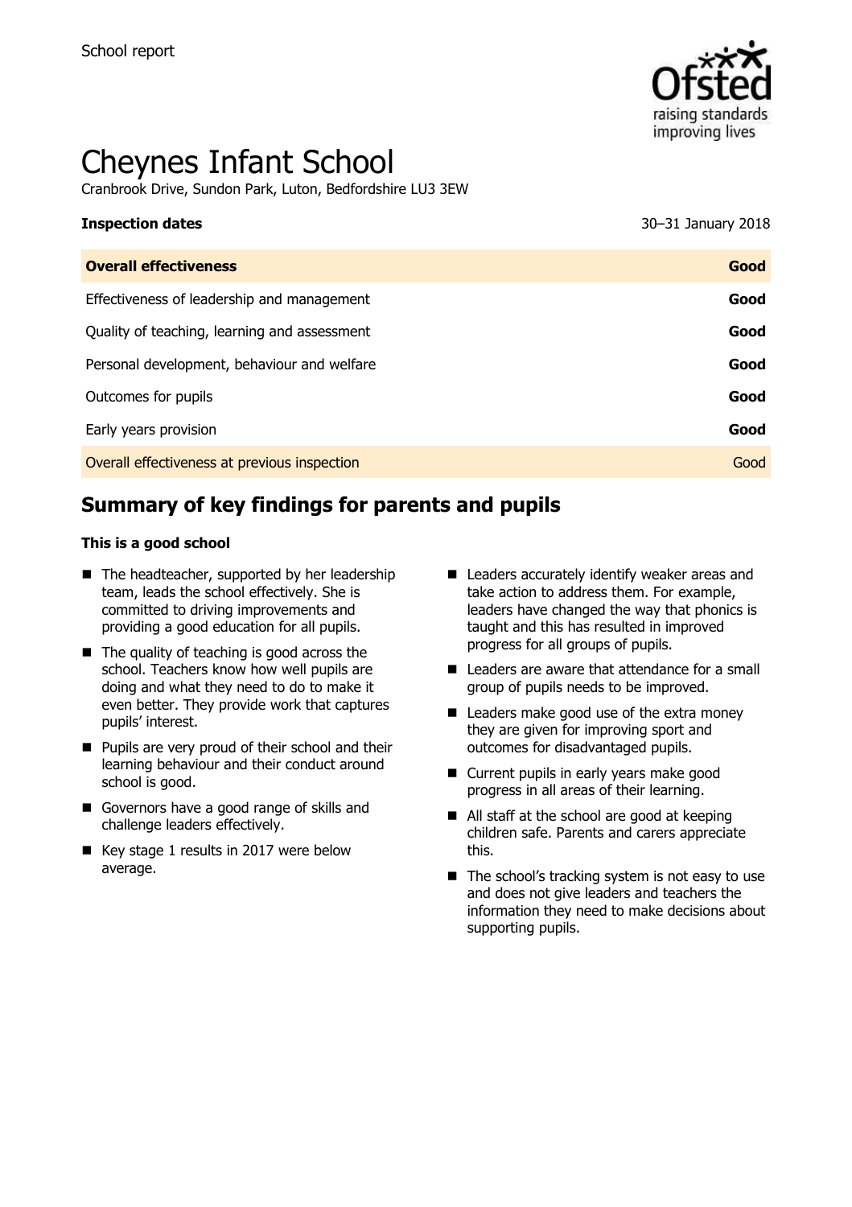School report

# Cheynes Infant School

Cranbrook Drive, Sundon Park, Luton, Bedfordshire LU3 3EW

| **Inspection dates** | 30–31 January 2018 |
| --- | --- |
| **Overall effectiveness** | **Good** |
| Effectiveness of leadership and management | **Good** |
| Quality of teaching, learning and assessment | **Good** |
| Personal development, behaviour and welfare | **Good** |
| Outcomes for pupils | **Good** |
| Early years provision | **Good** |
| Overall effectiveness at previous inspection | Good |

## Summary of key findings for parents and pupils

**This is a good school**

- The headteacher, supported by her leadership team, leads the school effectively. She is committed to driving improvements and providing a good education for all pupils.
- The quality of teaching is good across the school. Teachers know how well pupils are doing and what they need to do to make it even better. They provide work that captures pupils' interest.
- Pupils are very proud of their school and their learning behaviour and their conduct around school is good.
- Governors have a good range of skills and challenge leaders effectively.
- Key stage 1 results in 2017 were below average.
- Leaders accurately identify weaker areas and take action to address them. For example, leaders have changed the way that phonics is taught and this has resulted in improved progress for all groups of pupils.
- Leaders are aware that attendance for a small group of pupils needs to be improved.
- Leaders make good use of the extra money they are given for improving sport and outcomes for disadvantaged pupils.
- Current pupils in early years make good progress in all areas of their learning.
- All staff at the school are good at keeping children safe. Parents and carers appreciate this.
- The school's tracking system is not easy to use and does not give leaders and teachers the information they need to make decisions about supporting pupils.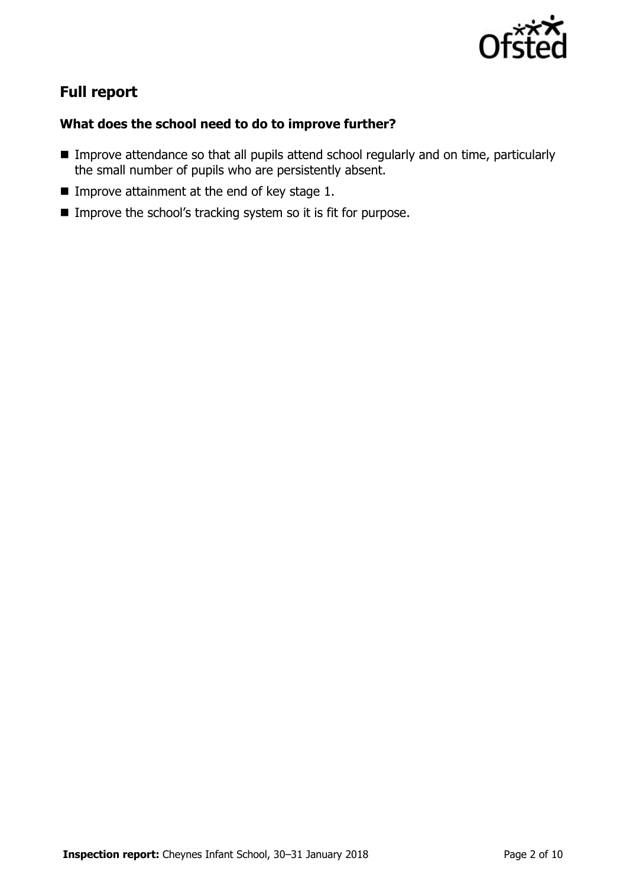## Full report

### What does the school need to do to improve further?

- Improve attendance so that all pupils attend school regularly and on time, particularly the small number of pupils who are persistently absent.
- Improve attainment at the end of key stage 1.
- Improve the school's tracking system so it is fit for purpose.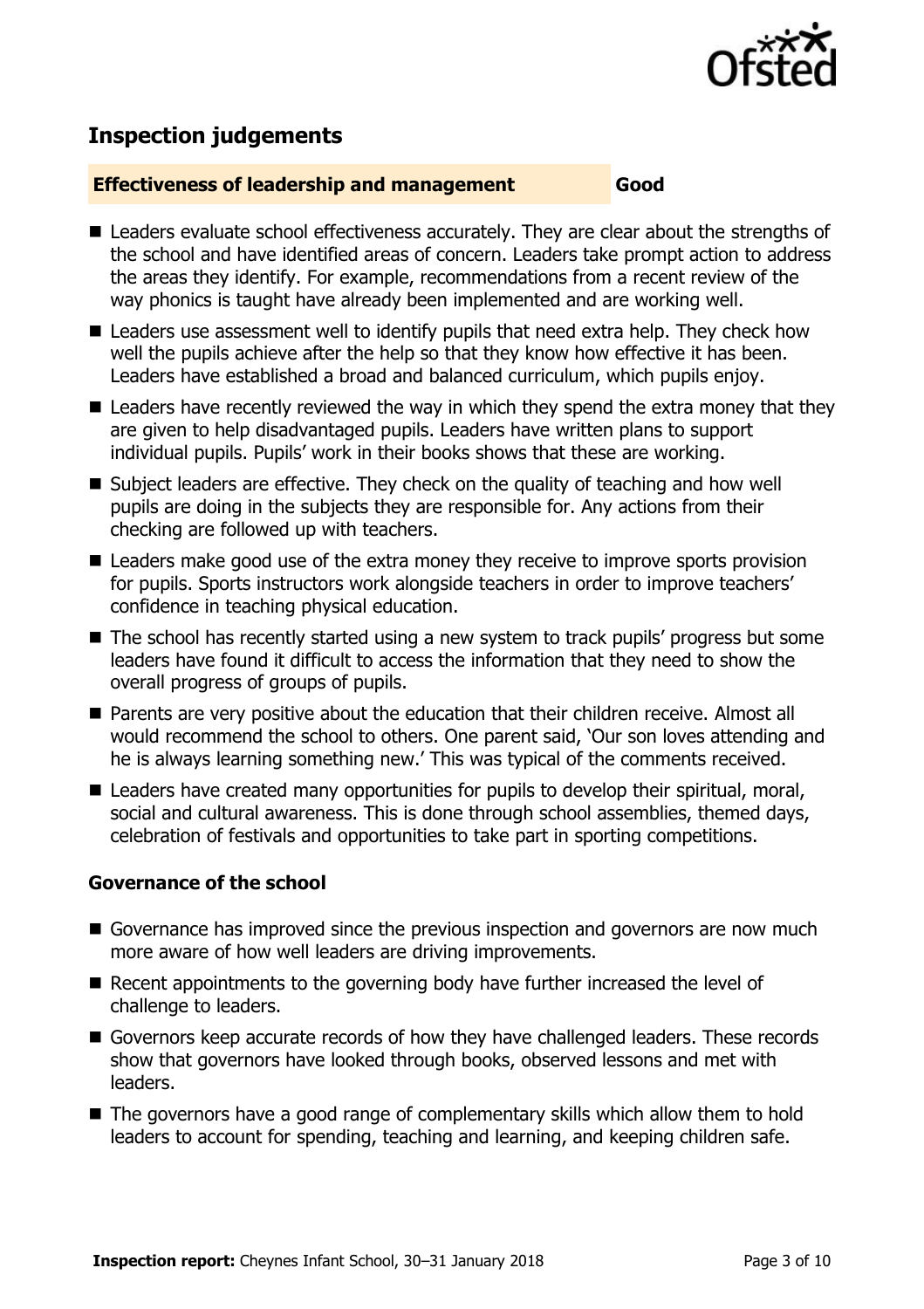## Inspection judgements

**Effectiveness of leadership and management** **Good**

- Leaders evaluate school effectiveness accurately. They are clear about the strengths of the school and have identified areas of concern. Leaders take prompt action to address the areas they identify. For example, recommendations from a recent review of the way phonics is taught have already been implemented and are working well.
- Leaders use assessment well to identify pupils that need extra help. They check how well the pupils achieve after the help so that they know how effective it has been. Leaders have established a broad and balanced curriculum, which pupils enjoy.
- Leaders have recently reviewed the way in which they spend the extra money that they are given to help disadvantaged pupils. Leaders have written plans to support individual pupils. Pupils' work in their books shows that these are working.
- Subject leaders are effective. They check on the quality of teaching and how well pupils are doing in the subjects they are responsible for. Any actions from their checking are followed up with teachers.
- Leaders make good use of the extra money they receive to improve sports provision for pupils. Sports instructors work alongside teachers in order to improve teachers' confidence in teaching physical education.
- The school has recently started using a new system to track pupils' progress but some leaders have found it difficult to access the information that they need to show the overall progress of groups of pupils.
- Parents are very positive about the education that their children receive. Almost all would recommend the school to others. One parent said, 'Our son loves attending and he is always learning something new.' This was typical of the comments received.
- Leaders have created many opportunities for pupils to develop their spiritual, moral, social and cultural awareness. This is done through school assemblies, themed days, celebration of festivals and opportunities to take part in sporting competitions.

### Governance of the school

- Governance has improved since the previous inspection and governors are now much more aware of how well leaders are driving improvements.
- Recent appointments to the governing body have further increased the level of challenge to leaders.
- Governors keep accurate records of how they have challenged leaders. These records show that governors have looked through books, observed lessons and met with leaders.
- The governors have a good range of complementary skills which allow them to hold leaders to account for spending, teaching and learning, and keeping children safe.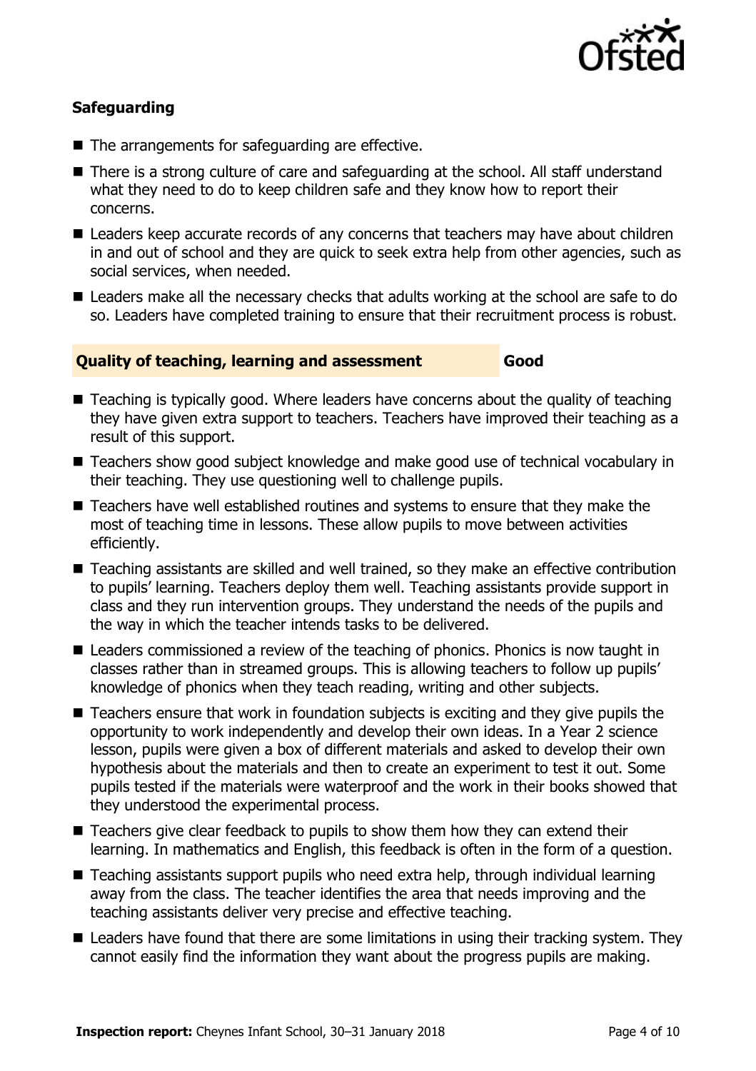### Safeguarding

- The arrangements for safeguarding are effective.
- There is a strong culture of care and safeguarding at the school. All staff understand what they need to do to keep children safe and they know how to report their concerns.
- Leaders keep accurate records of any concerns that teachers may have about children in and out of school and they are quick to seek extra help from other agencies, such as social services, when needed.
- Leaders make all the necessary checks that adults working at the school are safe to do so. Leaders have completed training to ensure that their recruitment process is robust.

### Quality of teaching, learning and assessment — Good

- Teaching is typically good. Where leaders have concerns about the quality of teaching they have given extra support to teachers. Teachers have improved their teaching as a result of this support.
- Teachers show good subject knowledge and make good use of technical vocabulary in their teaching. They use questioning well to challenge pupils.
- Teachers have well established routines and systems to ensure that they make the most of teaching time in lessons. These allow pupils to move between activities efficiently.
- Teaching assistants are skilled and well trained, so they make an effective contribution to pupils' learning. Teachers deploy them well. Teaching assistants provide support in class and they run intervention groups. They understand the needs of the pupils and the way in which the teacher intends tasks to be delivered.
- Leaders commissioned a review of the teaching of phonics. Phonics is now taught in classes rather than in streamed groups. This is allowing teachers to follow up pupils' knowledge of phonics when they teach reading, writing and other subjects.
- Teachers ensure that work in foundation subjects is exciting and they give pupils the opportunity to work independently and develop their own ideas. In a Year 2 science lesson, pupils were given a box of different materials and asked to develop their own hypothesis about the materials and then to create an experiment to test it out. Some pupils tested if the materials were waterproof and the work in their books showed that they understood the experimental process.
- Teachers give clear feedback to pupils to show them how they can extend their learning. In mathematics and English, this feedback is often in the form of a question.
- Teaching assistants support pupils who need extra help, through individual learning away from the class. The teacher identifies the area that needs improving and the teaching assistants deliver very precise and effective teaching.
- Leaders have found that there are some limitations in using their tracking system. They cannot easily find the information they want about the progress pupils are making.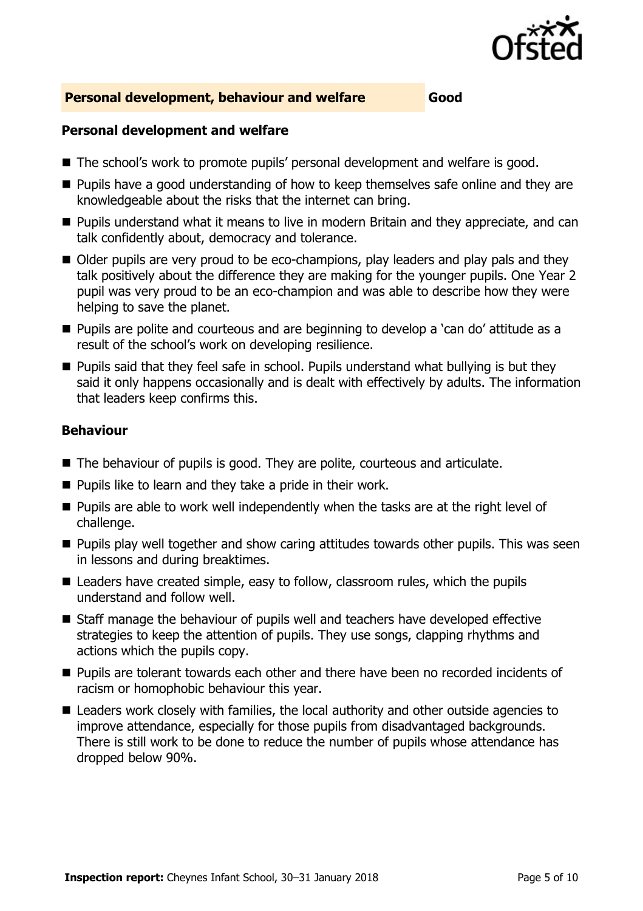## Personal development, behaviour and welfare — Good

### Personal development and welfare

- The school's work to promote pupils' personal development and welfare is good.
- Pupils have a good understanding of how to keep themselves safe online and they are knowledgeable about the risks that the internet can bring.
- Pupils understand what it means to live in modern Britain and they appreciate, and can talk confidently about, democracy and tolerance.
- Older pupils are very proud to be eco-champions, play leaders and play pals and they talk positively about the difference they are making for the younger pupils. One Year 2 pupil was very proud to be an eco-champion and was able to describe how they were helping to save the planet.
- Pupils are polite and courteous and are beginning to develop a 'can do' attitude as a result of the school's work on developing resilience.
- Pupils said that they feel safe in school. Pupils understand what bullying is but they said it only happens occasionally and is dealt with effectively by adults. The information that leaders keep confirms this.

### Behaviour

- The behaviour of pupils is good. They are polite, courteous and articulate.
- Pupils like to learn and they take a pride in their work.
- Pupils are able to work well independently when the tasks are at the right level of challenge.
- Pupils play well together and show caring attitudes towards other pupils. This was seen in lessons and during breaktimes.
- Leaders have created simple, easy to follow, classroom rules, which the pupils understand and follow well.
- Staff manage the behaviour of pupils well and teachers have developed effective strategies to keep the attention of pupils. They use songs, clapping rhythms and actions which the pupils copy.
- Pupils are tolerant towards each other and there have been no recorded incidents of racism or homophobic behaviour this year.
- Leaders work closely with families, the local authority and other outside agencies to improve attendance, especially for those pupils from disadvantaged backgrounds. There is still work to be done to reduce the number of pupils whose attendance has dropped below 90%.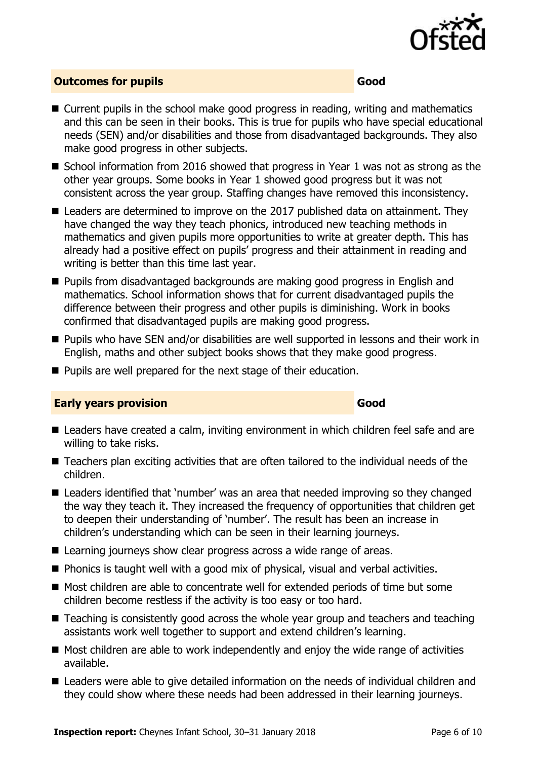## Outcomes for pupils — Good

- Current pupils in the school make good progress in reading, writing and mathematics and this can be seen in their books. This is true for pupils who have special educational needs (SEN) and/or disabilities and those from disadvantaged backgrounds. They also make good progress in other subjects.
- School information from 2016 showed that progress in Year 1 was not as strong as the other year groups. Some books in Year 1 showed good progress but it was not consistent across the year group. Staffing changes have removed this inconsistency.
- Leaders are determined to improve on the 2017 published data on attainment. They have changed the way they teach phonics, introduced new teaching methods in mathematics and given pupils more opportunities to write at greater depth. This has already had a positive effect on pupils' progress and their attainment in reading and writing is better than this time last year.
- Pupils from disadvantaged backgrounds are making good progress in English and mathematics. School information shows that for current disadvantaged pupils the difference between their progress and other pupils is diminishing. Work in books confirmed that disadvantaged pupils are making good progress.
- Pupils who have SEN and/or disabilities are well supported in lessons and their work in English, maths and other subject books shows that they make good progress.
- Pupils are well prepared for the next stage of their education.

## Early years provision — Good

- Leaders have created a calm, inviting environment in which children feel safe and are willing to take risks.
- Teachers plan exciting activities that are often tailored to the individual needs of the children.
- Leaders identified that 'number' was an area that needed improving so they changed the way they teach it. They increased the frequency of opportunities that children get to deepen their understanding of 'number'. The result has been an increase in children's understanding which can be seen in their learning journeys.
- Learning journeys show clear progress across a wide range of areas.
- Phonics is taught well with a good mix of physical, visual and verbal activities.
- Most children are able to concentrate well for extended periods of time but some children become restless if the activity is too easy or too hard.
- Teaching is consistently good across the whole year group and teachers and teaching assistants work well together to support and extend children's learning.
- Most children are able to work independently and enjoy the wide range of activities available.
- Leaders were able to give detailed information on the needs of individual children and they could show where these needs had been addressed in their learning journeys.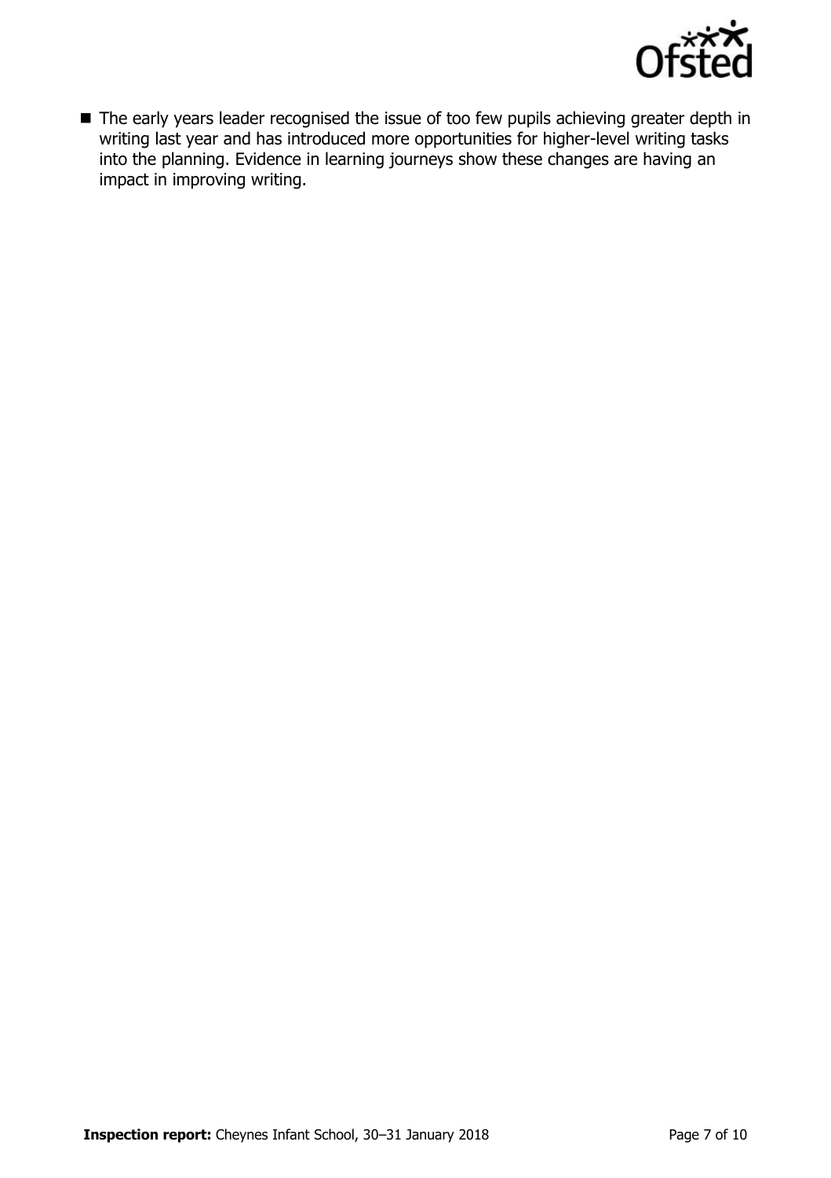- The early years leader recognised the issue of too few pupils achieving greater depth in writing last year and has introduced more opportunities for higher-level writing tasks into the planning. Evidence in learning journeys show these changes are having an impact in improving writing.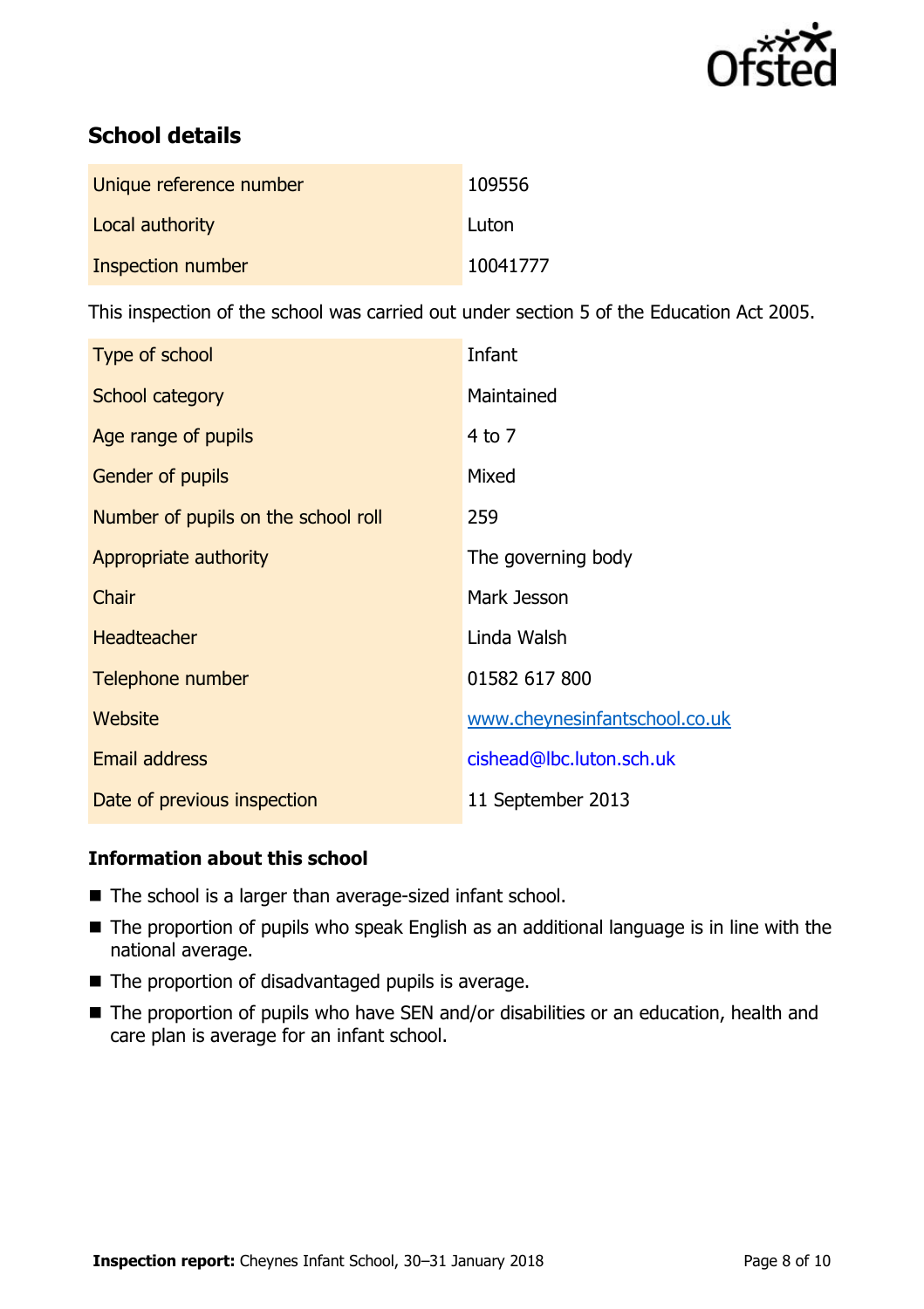## School details

| | |
|---|---|
| Unique reference number | 109556 |
| Local authority | Luton |
| Inspection number | 10041777 |

This inspection of the school was carried out under section 5 of the Education Act 2005.

| | |
|---|---|
| Type of school | Infant |
| School category | Maintained |
| Age range of pupils | 4 to 7 |
| Gender of pupils | Mixed |
| Number of pupils on the school roll | 259 |
| Appropriate authority | The governing body |
| Chair | Mark Jesson |
| Headteacher | Linda Walsh |
| Telephone number | 01582 617 800 |
| Website | www.cheynesinfantschool.co.uk |
| Email address | cishead@lbc.luton.sch.uk |
| Date of previous inspection | 11 September 2013 |

### Information about this school

- The school is a larger than average-sized infant school.
- The proportion of pupils who speak English as an additional language is in line with the national average.
- The proportion of disadvantaged pupils is average.
- The proportion of pupils who have SEN and/or disabilities or an education, health and care plan is average for an infant school.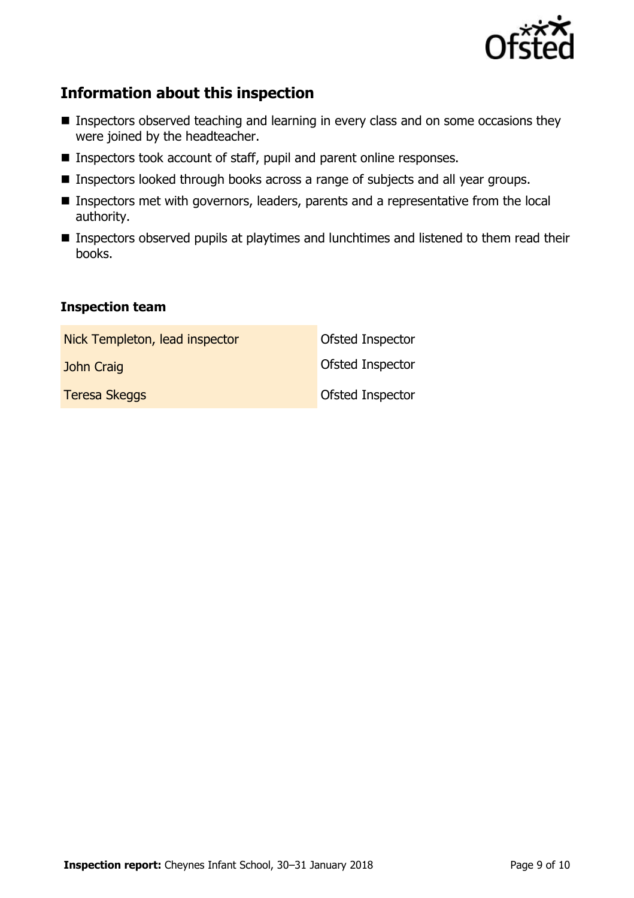## Information about this inspection

- Inspectors observed teaching and learning in every class and on some occasions they were joined by the headteacher.
- Inspectors took account of staff, pupil and parent online responses.
- Inspectors looked through books across a range of subjects and all year groups.
- Inspectors met with governors, leaders, parents and a representative from the local authority.
- Inspectors observed pupils at playtimes and lunchtimes and listened to them read their books.

### Inspection team

| | |
|---|---|
| Nick Templeton, lead inspector | Ofsted Inspector |
| John Craig | Ofsted Inspector |
| Teresa Skeggs | Ofsted Inspector |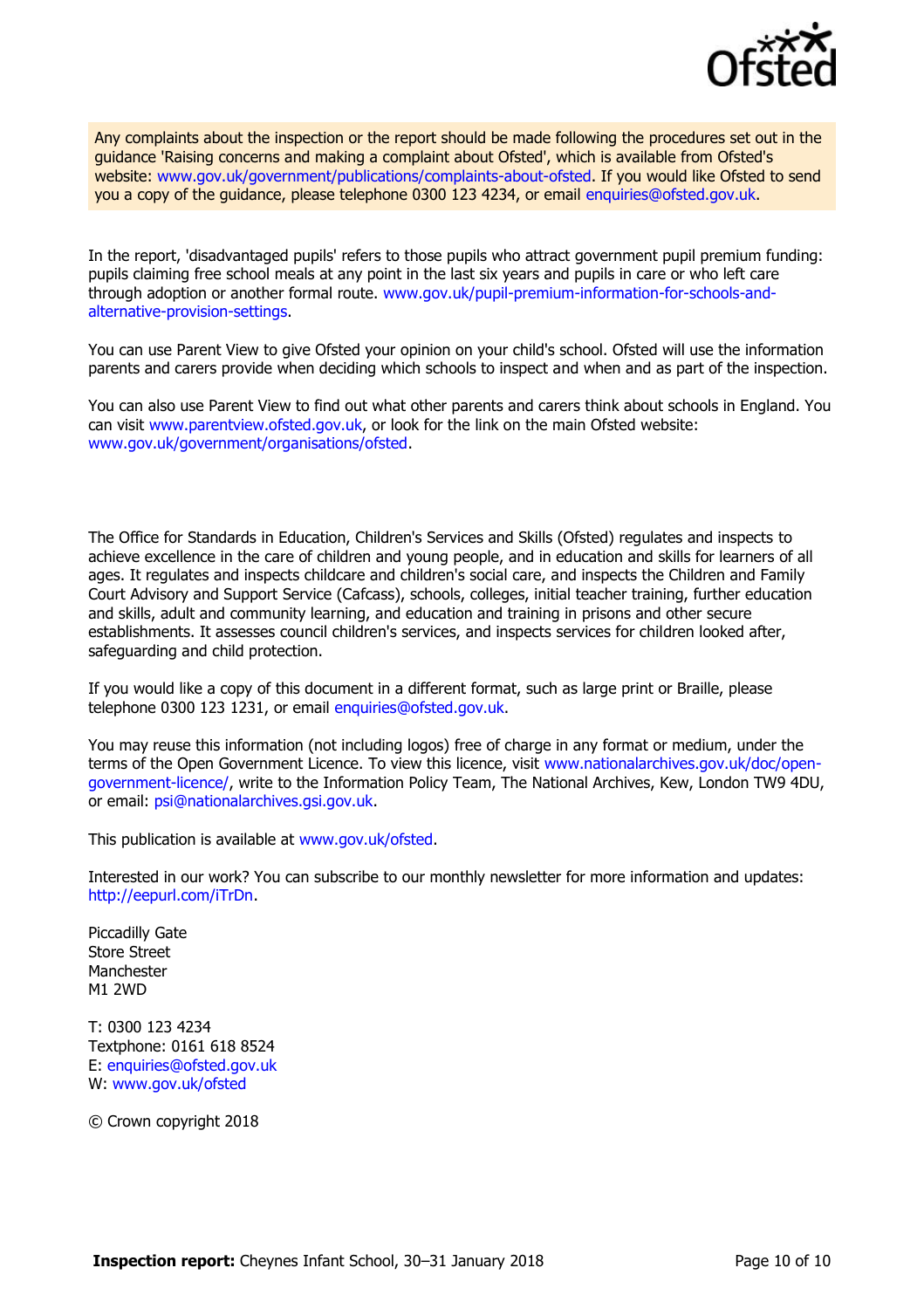Any complaints about the inspection or the report should be made following the procedures set out in the guidance 'Raising concerns and making a complaint about Ofsted', which is available from Ofsted's website: www.gov.uk/government/publications/complaints-about-ofsted. If you would like Ofsted to send you a copy of the guidance, please telephone 0300 123 4234, or email enquiries@ofsted.gov.uk.

In the report, 'disadvantaged pupils' refers to those pupils who attract government pupil premium funding: pupils claiming free school meals at any point in the last six years and pupils in care or who left care through adoption or another formal route. www.gov.uk/pupil-premium-information-for-schools-and-alternative-provision-settings.

You can use Parent View to give Ofsted your opinion on your child's school. Ofsted will use the information parents and carers provide when deciding which schools to inspect and when and as part of the inspection.

You can also use Parent View to find out what other parents and carers think about schools in England. You can visit www.parentview.ofsted.gov.uk, or look for the link on the main Ofsted website: www.gov.uk/government/organisations/ofsted.

The Office for Standards in Education, Children's Services and Skills (Ofsted) regulates and inspects to achieve excellence in the care of children and young people, and in education and skills for learners of all ages. It regulates and inspects childcare and children's social care, and inspects the Children and Family Court Advisory and Support Service (Cafcass), schools, colleges, initial teacher training, further education and skills, adult and community learning, and education and training in prisons and other secure establishments. It assesses council children's services, and inspects services for children looked after, safeguarding and child protection.

If you would like a copy of this document in a different format, such as large print or Braille, please telephone 0300 123 1231, or email enquiries@ofsted.gov.uk.

You may reuse this information (not including logos) free of charge in any format or medium, under the terms of the Open Government Licence. To view this licence, visit www.nationalarchives.gov.uk/doc/open-government-licence/, write to the Information Policy Team, The National Archives, Kew, London TW9 4DU, or email: psi@nationalarchives.gsi.gov.uk.

This publication is available at www.gov.uk/ofsted.

Interested in our work? You can subscribe to our monthly newsletter for more information and updates: http://eepurl.com/iTrDn.

Piccadilly Gate
Store Street
Manchester
M1 2WD

T: 0300 123 4234
Textphone: 0161 618 8524
E: enquiries@ofsted.gov.uk
W: www.gov.uk/ofsted

© Crown copyright 2018